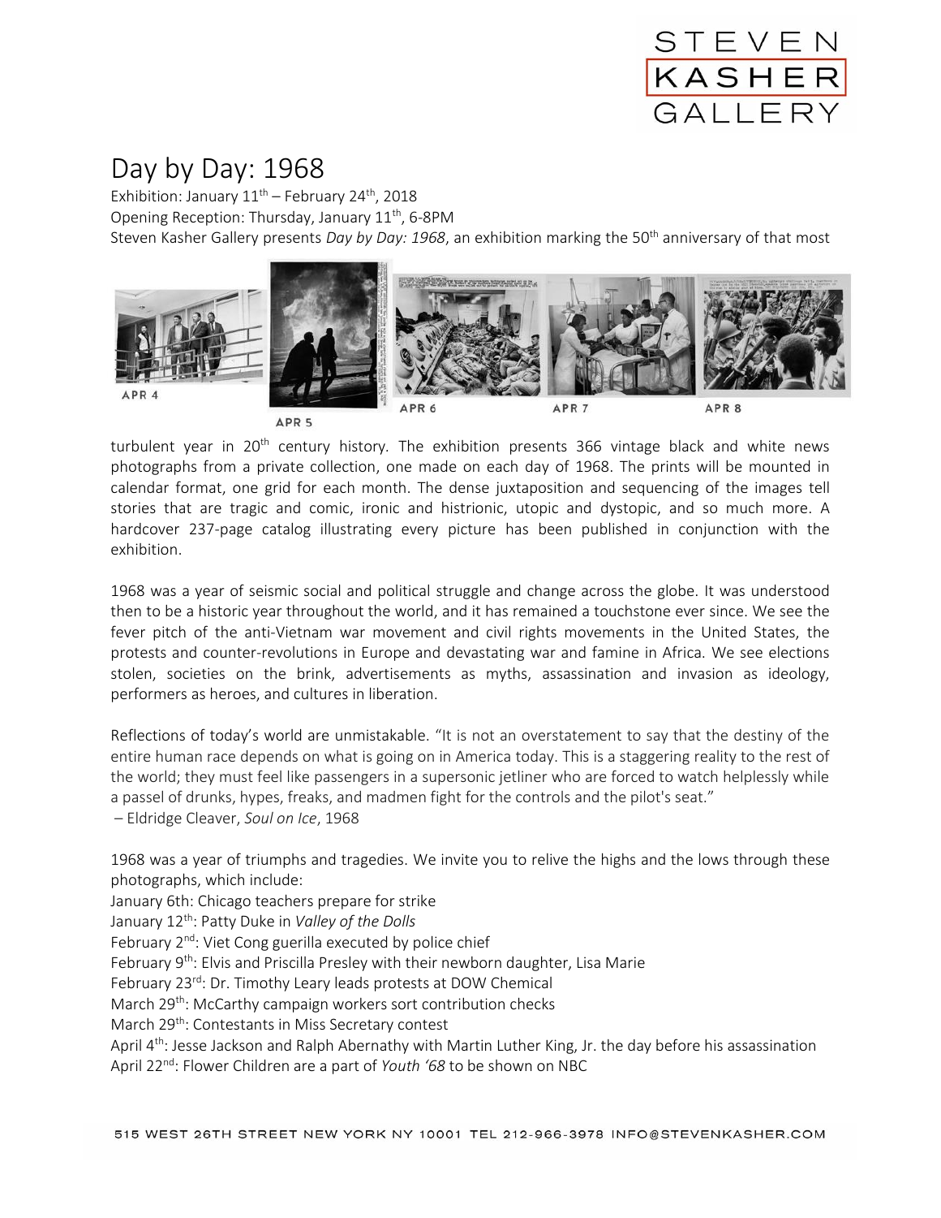STEVEN
KASHER
GALLERY

# Day by Day: 1968

Exhibition: January 11th – February 24th, 2018
Opening Reception: Thursday, January 11th, 6-8PM
Steven Kasher Gallery presents *Day by Day: 1968*, an exhibition marking the 50th anniversary of that most

APR 4 APR 5 APR 6 APR 7 APR 8

turbulent year in 20th century history. The exhibition presents 366 vintage black and white news photographs from a private collection, one made on each day of 1968. The prints will be mounted in calendar format, one grid for each month. The dense juxtaposition and sequencing of the images tell stories that are tragic and comic, ironic and histrionic, utopic and dystopic, and so much more. A hardcover 237-page catalog illustrating every picture has been published in conjunction with the exhibition.

1968 was a year of seismic social and political struggle and change across the globe. It was understood then to be a historic year throughout the world, and it has remained a touchstone ever since. We see the fever pitch of the anti-Vietnam war movement and civil rights movements in the United States, the protests and counter-revolutions in Europe and devastating war and famine in Africa. We see elections stolen, societies on the brink, advertisements as myths, assassination and invasion as ideology, performers as heroes, and cultures in liberation.

Reflections of today's world are unmistakable. "It is not an overstatement to say that the destiny of the entire human race depends on what is going on in America today. This is a staggering reality to the rest of the world; they must feel like passengers in a supersonic jetliner who are forced to watch helplessly while a passel of drunks, hypes, freaks, and madmen fight for the controls and the pilot's seat."
– Eldridge Cleaver, *Soul on Ice*, 1968

1968 was a year of triumphs and tragedies. We invite you to relive the highs and the lows through these photographs, which include:
January 6th: Chicago teachers prepare for strike
January 12th: Patty Duke in *Valley of the Dolls*
February 2nd: Viet Cong guerilla executed by police chief
February 9th: Elvis and Priscilla Presley with their newborn daughter, Lisa Marie
February 23rd: Dr. Timothy Leary leads protests at DOW Chemical
March 29th: McCarthy campaign workers sort contribution checks
March 29th: Contestants in Miss Secretary contest
April 4th: Jesse Jackson and Ralph Abernathy with Martin Luther King, Jr. the day before his assassination
April 22nd: Flower Children are a part of *Youth '68* to be shown on NBC

515 WEST 26TH STREET NEW YORK NY 10001 TEL 212-966-3978 INFO@STEVENKASHER.COM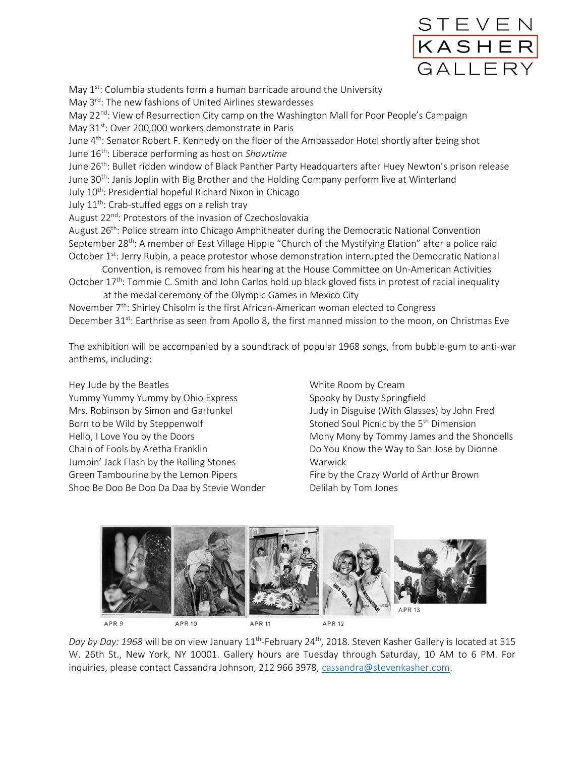May 1st: Columbia students form a human barricade around the University
May 3rd: The new fashions of United Airlines stewardesses
May 22nd: View of Resurrection City camp on the Washington Mall for Poor People's Campaign
May 31st: Over 200,000 workers demonstrate in Paris
June 4th: Senator Robert F. Kennedy on the floor of the Ambassador Hotel shortly after being shot
June 16th: Liberace performing as host on *Showtime*
June 26th: Bullet ridden window of Black Panther Party Headquarters after Huey Newton's prison release
June 30th: Janis Joplin with Big Brother and the Holding Company perform live at Winterland
July 10th: Presidential hopeful Richard Nixon in Chicago
July 11th: Crab-stuffed eggs on a relish tray
August 22nd: Protestors of the invasion of Czechoslovakia
August 26th: Police stream into Chicago Amphitheater during the Democratic National Convention
September 28th: A member of East Village Hippie "Church of the Mystifying Elation" after a police raid
October 1st: Jerry Rubin, a peace protestor whose demonstration interrupted the Democratic National Convention, is removed from his hearing at the House Committee on Un-American Activities
October 17th: Tommie C. Smith and John Carlos hold up black gloved fists in protest of racial inequality at the medal ceremony of the Olympic Games in Mexico City
November 7th: Shirley Chisolm is the first African-American woman elected to Congress
December 31st: Earthrise as seen from Apollo 8, the first manned mission to the moon, on Christmas Eve

The exhibition will be accompanied by a soundtrack of popular 1968 songs, from bubble-gum to anti-war anthems, including:

Hey Jude by the Beatles
Yummy Yummy Yummy by Ohio Express
Mrs. Robinson by Simon and Garfunkel
Born to be Wild by Steppenwolf
Hello, I Love You by the Doors
Chain of Fools by Aretha Franklin
Jumpin' Jack Flash by the Rolling Stones
Green Tambourine by the Lemon Pipers
Shoo Be Doo Be Doo Da Daa by Stevie Wonder
White Room by Cream
Spooky by Dusty Springfield
Judy in Disguise (With Glasses) by John Fred
Stoned Soul Picnic by the 5th Dimension
Mony Mony by Tommy James and the Shondells
Do You Know the Way to San Jose by Dionne Warwick
Fire by the Crazy World of Arthur Brown
Delilah by Tom Jones

APR 9 APR 10 APR 11 APR 12 APR 13

*Day by Day: 1968* will be on view January 11th-February 24th, 2018. Steven Kasher Gallery is located at 515 W. 26th St., New York, NY 10001. Gallery hours are Tuesday through Saturday, 10 AM to 6 PM. For inquiries, please contact Cassandra Johnson, 212 966 3978, cassandra@stevenkasher.com.